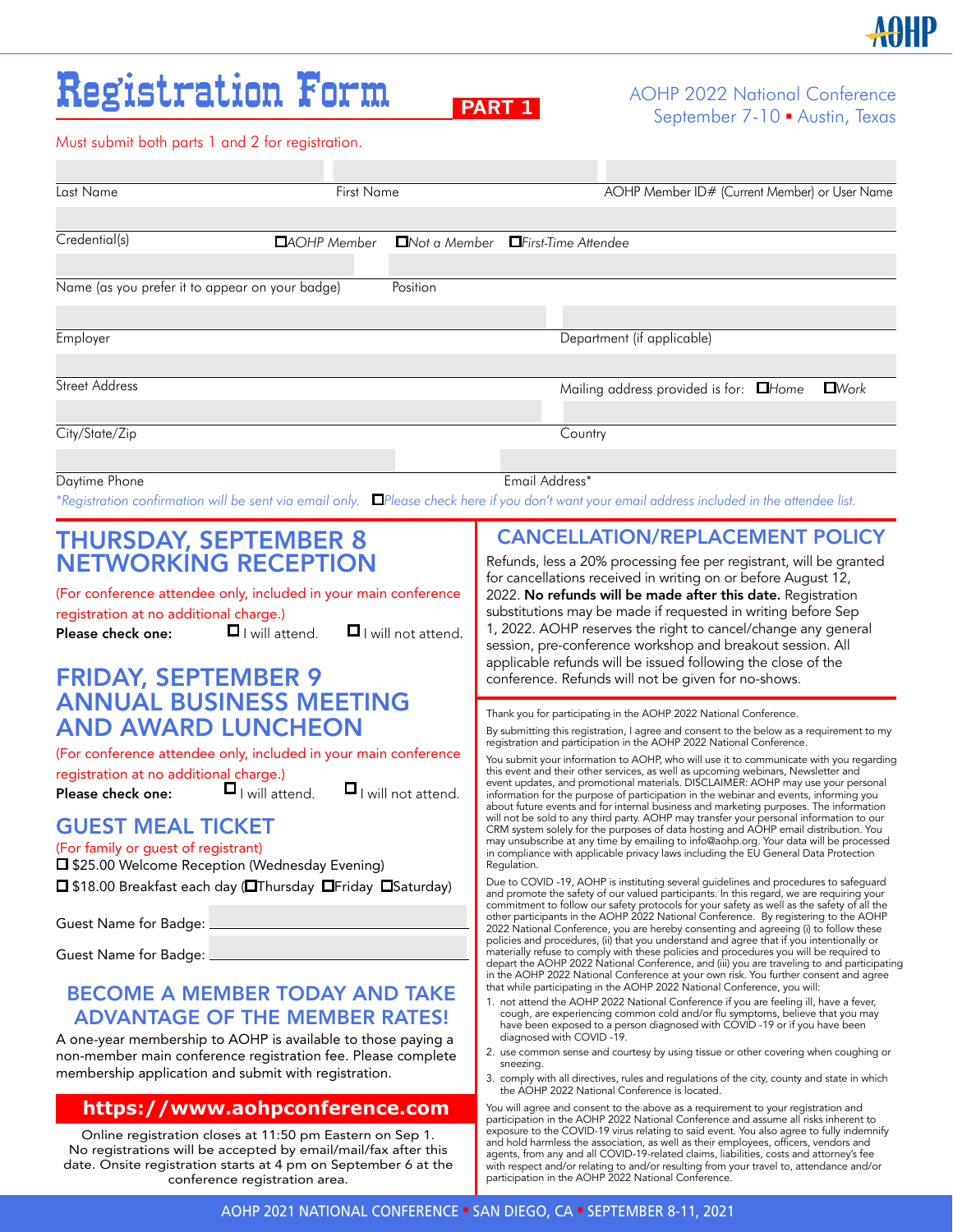# Registration Form

**PART 1**

AOHP 2022 National Conference
September 7-10 ▪ Austin, Texas

Must submit both parts 1 and 2 for registration.

Last Name | First Name | AOHP Member ID# (Current Member) or User Name

Credential(s) | ☐ *AOHP Member* ☐ *Not a Member* ☐ *First-Time Attendee*

Name (as you prefer it to appear on your badge) | Position

Employer | Department (if applicable)

Street Address | Mailing address provided is for: ☐ *Home* ☐ *Work*

City/State/Zip | Country

Daytime Phone | Email Address*

*\*Registration confirmation will be sent via email only.* ☐ *Please check here if you don't want your email address included in the attendee list.*

## THURSDAY, SEPTEMBER 8 NETWORKING RECEPTION

(For conference attendee only, included in your main conference registration at no additional charge.)

**Please check one:** ☐ I will attend. ☐ I will not attend.

## FRIDAY, SEPTEMBER 9 ANNUAL BUSINESS MEETING AND AWARD LUNCHEON

(For conference attendee only, included in your main conference registration at no additional charge.)

**Please check one:** ☐ I will attend. ☐ I will not attend.

## GUEST MEAL TICKET

(For family or guest of registrant)

☐ $25.00 Welcome Reception (Wednesday Evening)

☐ $18.00 Breakfast each day (☐ Thursday ☐ Friday ☐ Saturday)

Guest Name for Badge: ____________________

Guest Name for Badge: ____________________

## BECOME A MEMBER TODAY AND TAKE ADVANTAGE OF THE MEMBER RATES!

A one-year membership to AOHP is available to those paying a non-member main conference registration fee. Please complete membership application and submit with registration.

**https://www.aohpconference.com**

Online registration closes at 11:50 pm Eastern on Sep 1. No registrations will be accepted by email/mail/fax after this date. Onsite registration starts at 4 pm on September 6 at the conference registration area.

## CANCELLATION/REPLACEMENT POLICY

Refunds, less a 20% processing fee per registrant, will be granted for cancellations received in writing on or before August 12, 2022. **No refunds will be made after this date.** Registration substitutions may be made if requested in writing before Sep 1, 2022. AOHP reserves the right to cancel/change any general session, pre-conference workshop and breakout session. All applicable refunds will be issued following the close of the conference. Refunds will not be given for no-shows.

Thank you for participating in the AOHP 2022 National Conference.

By submitting this registration, I agree and consent to the below as a requirement to my registration and participation in the AOHP 2022 National Conference.

You submit your information to AOHP, who will use it to communicate with you regarding this event and their other services, as well as upcoming webinars, Newsletter and event updates, and promotional materials. DISCLAIMER: AOHP may use your personal information for the purpose of participation in the webinar and events, informing you about future events and for internal business and marketing purposes. The information will not be sold to any third party. AOHP may transfer your personal information to our CRM system solely for the purposes of data hosting and AOHP email distribution. You may unsubscribe at any time by emailing to info@aohp.org. Your data will be processed in compliance with applicable privacy laws including the EU General Data Protection Regulation.

Due to COVID -19, AOHP is instituting several guidelines and procedures to safeguard and promote the safety of our valued participants. In this regard, we are requiring your commitment to follow our safety protocols for your safety as well as the safety of all the other participants in the AOHP 2022 National Conference. By registering to the AOHP 2022 National Conference, you are hereby consenting and agreeing (i) to follow these policies and procedures, (ii) that you understand and agree that if you intentionally or materially refuse to comply with these policies and procedures you will be required to depart the AOHP 2022 National Conference, and (iii) you are traveling to and participating in the AOHP 2022 National Conference at your own risk. You further consent and agree that while participating in the AOHP 2022 National Conference, you will:

1. not attend the AOHP 2022 National Conference if you are feeling ill, have a fever, cough, are experiencing common cold and/or flu symptoms, believe that you may have been exposed to a person diagnosed with COVID -19 or if you have been diagnosed with COVID -19.
2. use common sense and courtesy by using tissue or other covering when coughing or sneezing.
3. comply with all directives, rules and regulations of the city, county and state in which the AOHP 2022 National Conference is located.

You will agree and consent to the above as a requirement to your registration and participation in the AOHP 2022 National Conference and assume all risks inherent to exposure to the COVID-19 virus relating to said event. You also agree to fully indemnify and hold harmless the association, as well as their employees, officers, vendors and agents, from any and all COVID-19-related claims, liabilities, costs and attorney's fee with respect and/or relating to and/or resulting from your travel to, attendance and/or participation in the AOHP 2022 National Conference.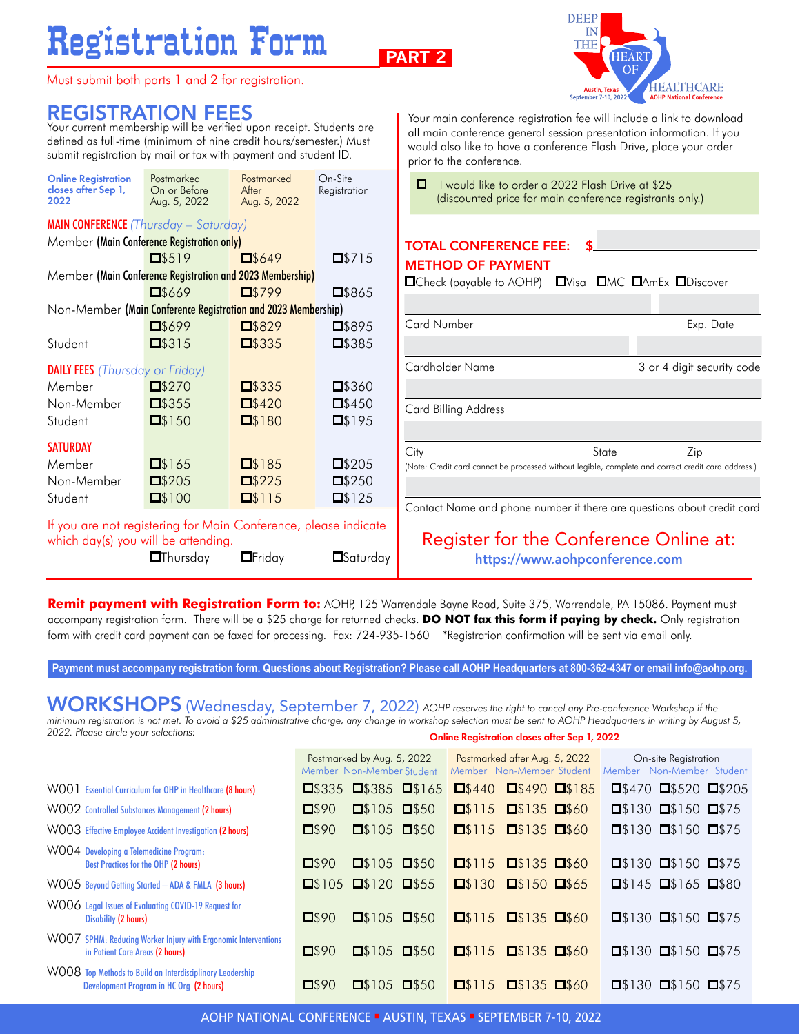# Registration Form

**PART 2**

Must submit both parts 1 and 2 for registration.

DEEP IN THE HEART OF HEALTHCARE
Austin, Texas September 7-10, 2022 AOHP National Conference

## REGISTRATION FEES

Your current membership will be verified upon receipt. Students are defined as full-time (minimum of nine credit hours/semester.) Must submit registration by mail or fax with payment and student ID.

| Online Registration closes after Sep 1, 2022 | Postmarked On or Before Aug. 5, 2022 | Postmarked After Aug. 5, 2022 | On-Site Registration |
|---|---|---|---|
| **MAIN CONFERENCE** *(Thursday – Saturday)* | | | |
| Member **(Main Conference Registration only)** | ☐$519 | ☐$649 | ☐$715 |
| Member **(Main Conference Registration and 2023 Membership)** | ☐$669 | ☐$799 | ☐$865 |
| Non-Member **(Main Conference Registration and 2023 Membership)** | ☐$699 | ☐$829 | ☐$895 |
| Student | ☐$315 | ☐$335 | ☐$385 |
| **DAILY FEES** *(Thursday or Friday)* | | | |
| Member | ☐$270 | ☐$335 | ☐$360 |
| Non-Member | ☐$355 | ☐$420 | ☐$450 |
| Student | ☐$150 | ☐$180 | ☐$195 |
| **SATURDAY** | | | |
| Member | ☐$165 | ☐$185 | ☐$205 |
| Non-Member | ☐$205 | ☐$225 | ☐$250 |
| Student | ☐$100 | ☐$115 | ☐$125 |

If you are not registering for Main Conference, please indicate which day(s) you will be attending.

☐Thursday ☐Friday ☐Saturday

Your main conference registration fee will include a link to download all main conference general session presentation information. If you would also like to have a conference Flash Drive, place your order prior to the conference.

☐ I would like to order a 2022 Flash Drive at $25 (discounted price for main conference registrants only.)

**TOTAL CONFERENCE FEE: $**\_\_\_\_\_\_\_\_\_\_\_\_

**METHOD OF PAYMENT**

☐Check (payable to AOHP) ☐Visa ☐MC ☐AmEx ☐Discover

Card Number \_\_\_\_\_\_\_\_ Exp. Date \_\_\_\_\_\_\_\_

Cardholder Name \_\_\_\_\_\_\_\_ 3 or 4 digit security code \_\_\_\_\_\_\_\_

Card Billing Address \_\_\_\_\_\_\_\_

City \_\_\_\_\_\_\_\_ State \_\_\_\_\_\_\_\_ Zip \_\_\_\_\_\_\_\_

(Note: Credit card cannot be processed without legible, complete and correct credit card address.)

Contact Name and phone number if there are questions about credit card \_\_\_\_\_\_\_\_

**Register for the Conference Online at:**
https://www.aohpconference.com

**Remit payment with Registration Form to:** AOHP, 125 Warrendale Bayne Road, Suite 375, Warrendale, PA 15086. Payment must accompany registration form. There will be a $25 charge for returned checks. **DO NOT fax this form if paying by check.** Only registration form with credit card payment can be faxed for processing. Fax: 724-935-1560 *Registration confirmation will be sent via email only.

**Payment must accompany registration form. Questions about Registration? Please call AOHP Headquarters at 800-362-4347 or email info@aohp.org.**

## WORKSHOPS (Wednesday, September 7, 2022)

*AOHP reserves the right to cancel any Pre-conference Workshop if the minimum registration is not met. To avoid a $25 administrative charge, any change in workshop selection must be sent to AOHP Headquarters in writing by August 5, 2022. Please circle your selections:*

**Online Registration closes after Sep 1, 2022**

| | Postmarked by Aug. 5, 2022 | | | Postmarked after Aug. 5, 2022 | | | On-site Registration | | |
|---|---|---|---|---|---|---|---|---|---|
| | Member | Non-Member | Student | Member | Non-Member | Student | Member | Non-Member | Student |
| W001 Essential Curriculum for OHP in Healthcare (8 hours) | ☐$335 | ☐$385 | ☐$165 | ☐$440 | ☐$490 | ☐$185 | ☐$470 | ☐$520 | ☐$205 |
| W002 Controlled Substances Management (2 hours) | ☐$90 | ☐$105 | ☐$50 | ☐$115 | ☐$135 | ☐$60 | ☐$130 | ☐$150 | ☐$75 |
| W003 Effective Employee Accident Investigation (2 hours) | ☐$90 | ☐$105 | ☐$50 | ☐$115 | ☐$135 | ☐$60 | ☐$130 | ☐$150 | ☐$75 |
| W004 Developing a Telemedicine Program: Best Practices for the OHP (2 hours) | ☐$90 | ☐$105 | ☐$50 | ☐$115 | ☐$135 | ☐$60 | ☐$130 | ☐$150 | ☐$75 |
| W005 Beyond Getting Started – ADA & FMLA (3 hours) | ☐$105 | ☐$120 | ☐$55 | ☐$130 | ☐$150 | ☐$65 | ☐$145 | ☐$165 | ☐$80 |
| W006 Legal Issues of Evaluating COVID-19 Request for Disability (2 hours) | ☐$90 | ☐$105 | ☐$50 | ☐$115 | ☐$135 | ☐$60 | ☐$130 | ☐$150 | ☐$75 |
| W007 SPHM: Reducing Worker Injury with Ergonomic Interventions in Patient Care Areas (2 hours) | ☐$90 | ☐$105 | ☐$50 | ☐$115 | ☐$135 | ☐$60 | ☐$130 | ☐$150 | ☐$75 |
| W008 Top Methods to Build an Interdisciplinary Leadership Development Program in HC Org (2 hours) | ☐$90 | ☐$105 | ☐$50 | ☐$115 | ☐$135 | ☐$60 | ☐$130 | ☐$150 | ☐$75 |